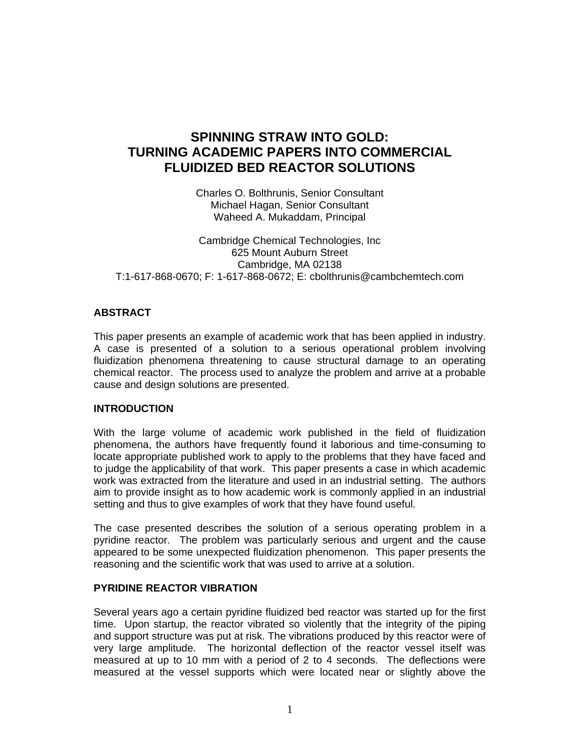# SPINNING STRAW INTO GOLD: TURNING ACADEMIC PAPERS INTO COMMERCIAL FLUIDIZED BED REACTOR SOLUTIONS

Charles O. Bolthrunis, Senior Consultant
Michael Hagan, Senior Consultant
Waheed A. Mukaddam, Principal

Cambridge Chemical Technologies, Inc
625 Mount Auburn Street
Cambridge, MA 02138
T:1-617-868-0670; F: 1-617-868-0672; E: cbolthrunis@cambchemtech.com

## ABSTRACT

This paper presents an example of academic work that has been applied in industry. A case is presented of a solution to a serious operational problem involving fluidization phenomena threatening to cause structural damage to an operating chemical reactor. The process used to analyze the problem and arrive at a probable cause and design solutions are presented.

## INTRODUCTION

With the large volume of academic work published in the field of fluidization phenomena, the authors have frequently found it laborious and time-consuming to locate appropriate published work to apply to the problems that they have faced and to judge the applicability of that work. This paper presents a case in which academic work was extracted from the literature and used in an industrial setting. The authors aim to provide insight as to how academic work is commonly applied in an industrial setting and thus to give examples of work that they have found useful.

The case presented describes the solution of a serious operating problem in a pyridine reactor. The problem was particularly serious and urgent and the cause appeared to be some unexpected fluidization phenomenon. This paper presents the reasoning and the scientific work that was used to arrive at a solution.

## PYRIDINE REACTOR VIBRATION

Several years ago a certain pyridine fluidized bed reactor was started up for the first time. Upon startup, the reactor vibrated so violently that the integrity of the piping and support structure was put at risk. The vibrations produced by this reactor were of very large amplitude. The horizontal deflection of the reactor vessel itself was measured at up to 10 mm with a period of 2 to 4 seconds. The deflections were measured at the vessel supports which were located near or slightly above the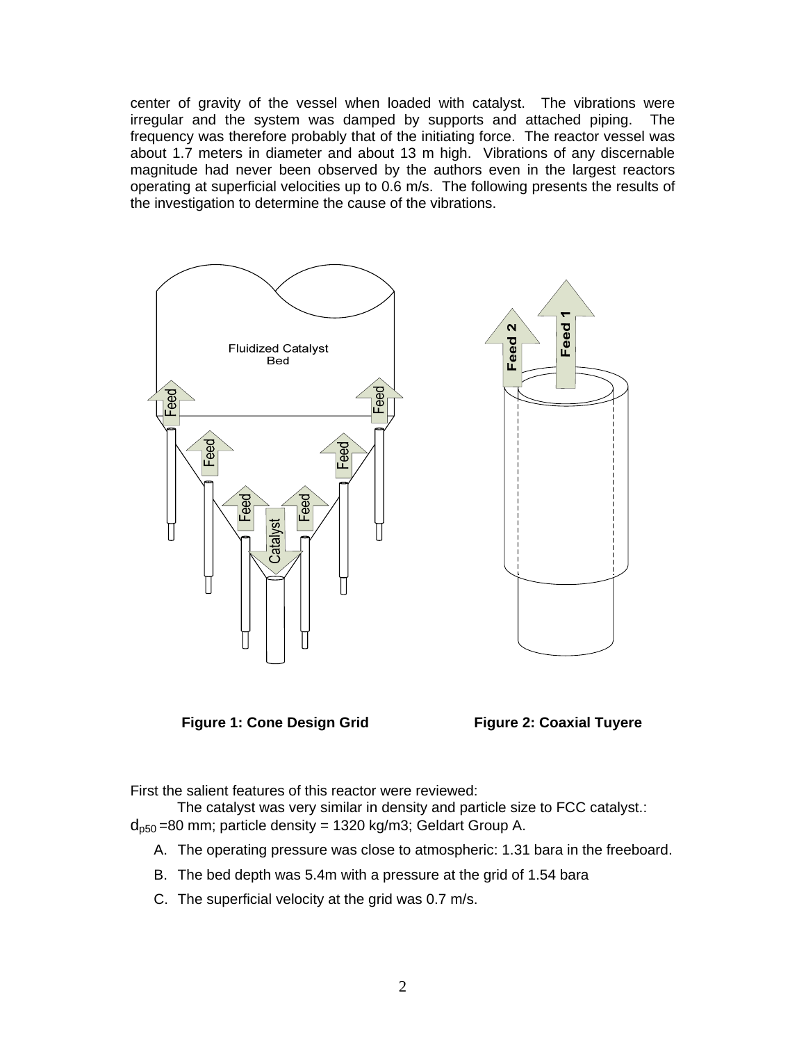center of gravity of the vessel when loaded with catalyst. The vibrations were irregular and the system was damped by supports and attached piping. The frequency was therefore probably that of the initiating force. The reactor vessel was about 1.7 meters in diameter and about 13 m high. Vibrations of any discernable magnitude had never been observed by the authors even in the largest reactors operating at superficial velocities up to 0.6 m/s. The following presents the results of the investigation to determine the cause of the vibrations.

**Figure 1: Cone Design Grid**

**Figure 2: Coaxial Tuyere**

First the salient features of this reactor were reviewed:

The catalyst was very similar in density and particle size to FCC catalyst.: $d_{p50}$ =80 mm; particle density = 1320 kg/m3; Geldart Group A.

A. The operating pressure was close to atmospheric: 1.31 bara in the freeboard.

B. The bed depth was 5.4m with a pressure at the grid of 1.54 bara

C. The superficial velocity at the grid was 0.7 m/s.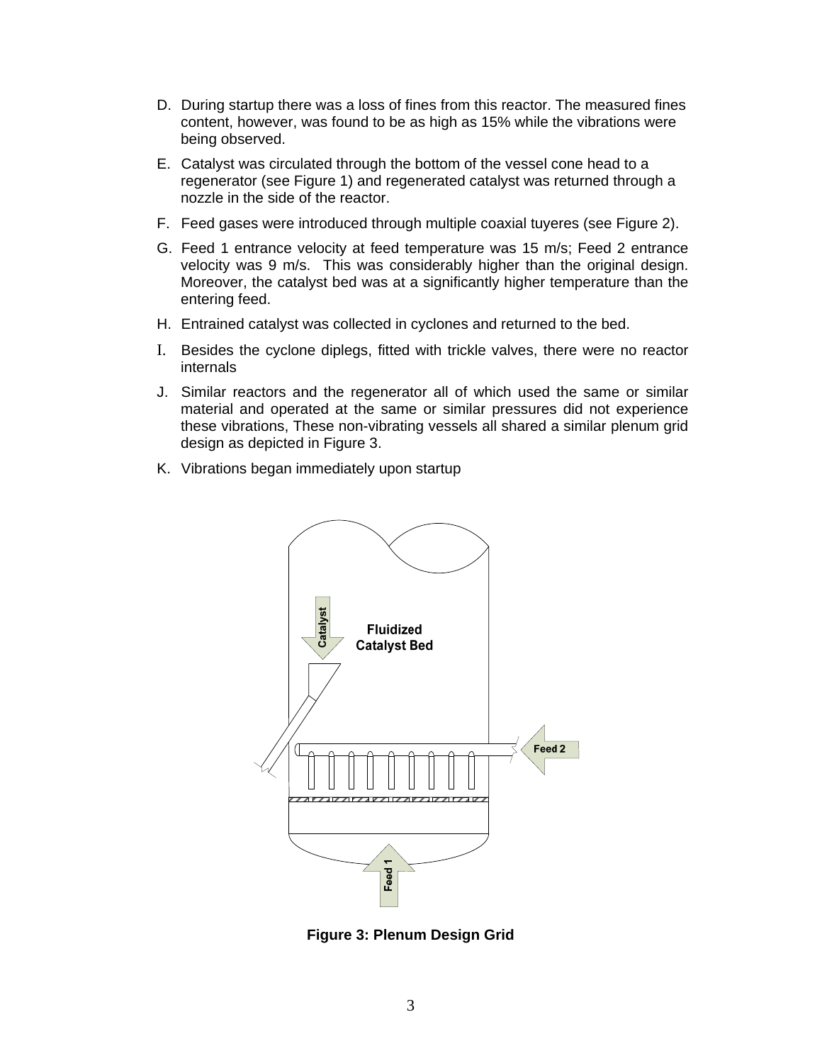D. During startup there was a loss of fines from this reactor. The measured fines content, however, was found to be as high as 15% while the vibrations were being observed.

E. Catalyst was circulated through the bottom of the vessel cone head to a regenerator (see Figure 1) and regenerated catalyst was returned through a nozzle in the side of the reactor.

F. Feed gases were introduced through multiple coaxial tuyeres (see Figure 2).

G. Feed 1 entrance velocity at feed temperature was 15 m/s; Feed 2 entrance velocity was 9 m/s. This was considerably higher than the original design. Moreover, the catalyst bed was at a significantly higher temperature than the entering feed.

H. Entrained catalyst was collected in cyclones and returned to the bed.

I. Besides the cyclone diplegs, fitted with trickle valves, there were no reactor internals

J. Similar reactors and the regenerator all of which used the same or similar material and operated at the same or similar pressures did not experience these vibrations, These non-vibrating vessels all shared a similar plenum grid design as depicted in Figure 3.

K. Vibrations began immediately upon startup

Catalyst

Fluidized Catalyst Bed

Feed 2

Feed 1

**Figure 3: Plenum Design Grid**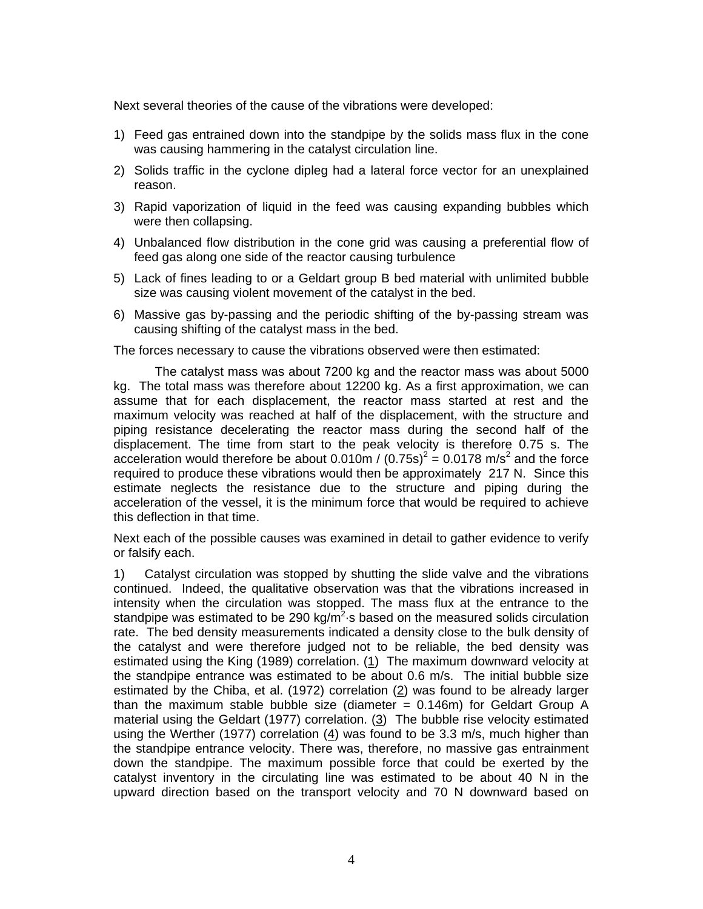Next several theories of the cause of the vibrations were developed:

1) Feed gas entrained down into the standpipe by the solids mass flux in the cone was causing hammering in the catalyst circulation line.
2) Solids traffic in the cyclone dipleg had a lateral force vector for an unexplained reason.
3) Rapid vaporization of liquid in the feed was causing expanding bubbles which were then collapsing.
4) Unbalanced flow distribution in the cone grid was causing a preferential flow of feed gas along one side of the reactor causing turbulence
5) Lack of fines leading to or a Geldart group B bed material with unlimited bubble size was causing violent movement of the catalyst in the bed.
6) Massive gas by-passing and the periodic shifting of the by-passing stream was causing shifting of the catalyst mass in the bed.

The forces necessary to cause the vibrations observed were then estimated:

The catalyst mass was about 7200 kg and the reactor mass was about 5000 kg. The total mass was therefore about 12200 kg. As a first approximation, we can assume that for each displacement, the reactor mass started at rest and the maximum velocity was reached at half of the displacement, with the structure and piping resistance decelerating the reactor mass during the second half of the displacement. The time from start to the peak velocity is therefore 0.75 s. The acceleration would therefore be about $0.010\text{m} / (0.75\text{s})^2 = 0.0178 \text{ m/s}^2$ and the force required to produce these vibrations would then be approximately 217 N. Since this estimate neglects the resistance due to the structure and piping during the acceleration of the vessel, it is the minimum force that would be required to achieve this deflection in that time.

Next each of the possible causes was examined in detail to gather evidence to verify or falsify each.

1) Catalyst circulation was stopped by shutting the slide valve and the vibrations continued. Indeed, the qualitative observation was that the vibrations increased in intensity when the circulation was stopped. The mass flux at the entrance to the standpipe was estimated to be 290 $\text{kg/m}^2\cdot\text{s}$ based on the measured solids circulation rate. The bed density measurements indicated a density close to the bulk density of the catalyst and were therefore judged not to be reliable, the bed density was estimated using the King (1989) correlation. (1) The maximum downward velocity at the standpipe entrance was estimated to be about 0.6 m/s. The initial bubble size estimated by the Chiba, et al. (1972) correlation (2) was found to be already larger than the maximum stable bubble size (diameter = 0.146m) for Geldart Group A material using the Geldart (1977) correlation. (3) The bubble rise velocity estimated using the Werther (1977) correlation (4) was found to be 3.3 m/s, much higher than the standpipe entrance velocity. There was, therefore, no massive gas entrainment down the standpipe. The maximum possible force that could be exerted by the catalyst inventory in the circulating line was estimated to be about 40 N in the upward direction based on the transport velocity and 70 N downward based on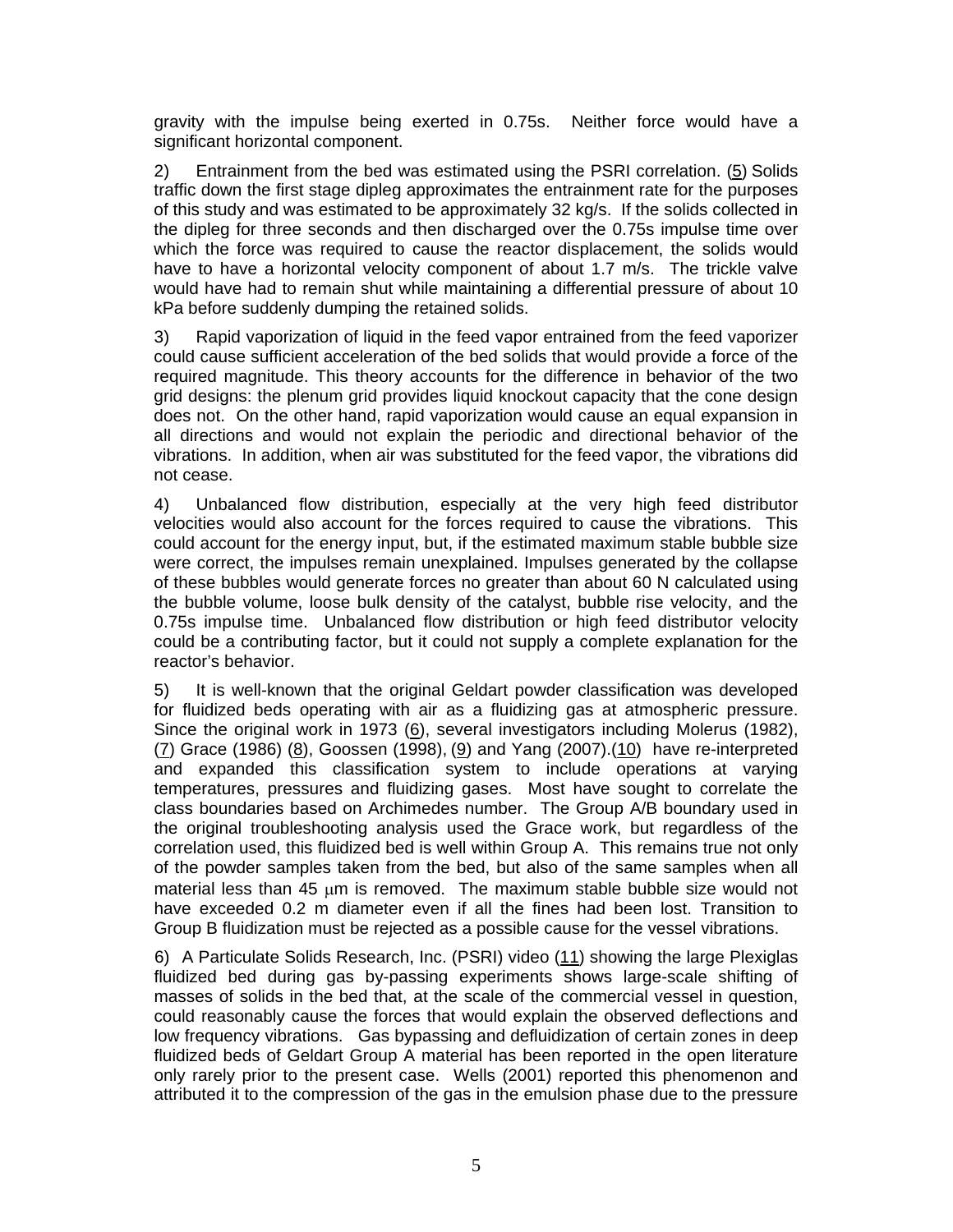gravity with the impulse being exerted in 0.75s. Neither force would have a significant horizontal component.

2) Entrainment from the bed was estimated using the PSRI correlation. (5) Solids traffic down the first stage dipleg approximates the entrainment rate for the purposes of this study and was estimated to be approximately 32 kg/s. If the solids collected in the dipleg for three seconds and then discharged over the 0.75s impulse time over which the force was required to cause the reactor displacement, the solids would have to have a horizontal velocity component of about 1.7 m/s. The trickle valve would have had to remain shut while maintaining a differential pressure of about 10 kPa before suddenly dumping the retained solids.

3) Rapid vaporization of liquid in the feed vapor entrained from the feed vaporizer could cause sufficient acceleration of the bed solids that would provide a force of the required magnitude. This theory accounts for the difference in behavior of the two grid designs: the plenum grid provides liquid knockout capacity that the cone design does not. On the other hand, rapid vaporization would cause an equal expansion in all directions and would not explain the periodic and directional behavior of the vibrations. In addition, when air was substituted for the feed vapor, the vibrations did not cease.

4) Unbalanced flow distribution, especially at the very high feed distributor velocities would also account for the forces required to cause the vibrations. This could account for the energy input, but, if the estimated maximum stable bubble size were correct, the impulses remain unexplained. Impulses generated by the collapse of these bubbles would generate forces no greater than about 60 N calculated using the bubble volume, loose bulk density of the catalyst, bubble rise velocity, and the 0.75s impulse time. Unbalanced flow distribution or high feed distributor velocity could be a contributing factor, but it could not supply a complete explanation for the reactor's behavior.

5) It is well-known that the original Geldart powder classification was developed for fluidized beds operating with air as a fluidizing gas at atmospheric pressure. Since the original work in 1973 (6), several investigators including Molerus (1982), (7) Grace (1986) (8), Goossen (1998), (9) and Yang (2007).(10) have re-interpreted and expanded this classification system to include operations at varying temperatures, pressures and fluidizing gases. Most have sought to correlate the class boundaries based on Archimedes number. The Group A/B boundary used in the original troubleshooting analysis used the Grace work, but regardless of the correlation used, this fluidized bed is well within Group A. This remains true not only of the powder samples taken from the bed, but also of the same samples when all material less than 45 $\mu$m is removed. The maximum stable bubble size would not have exceeded 0.2 m diameter even if all the fines had been lost. Transition to Group B fluidization must be rejected as a possible cause for the vessel vibrations.

6) A Particulate Solids Research, Inc. (PSRI) video (11) showing the large Plexiglas fluidized bed during gas by-passing experiments shows large-scale shifting of masses of solids in the bed that, at the scale of the commercial vessel in question, could reasonably cause the forces that would explain the observed deflections and low frequency vibrations. Gas bypassing and defluidization of certain zones in deep fluidized beds of Geldart Group A material has been reported in the open literature only rarely prior to the present case. Wells (2001) reported this phenomenon and attributed it to the compression of the gas in the emulsion phase due to the pressure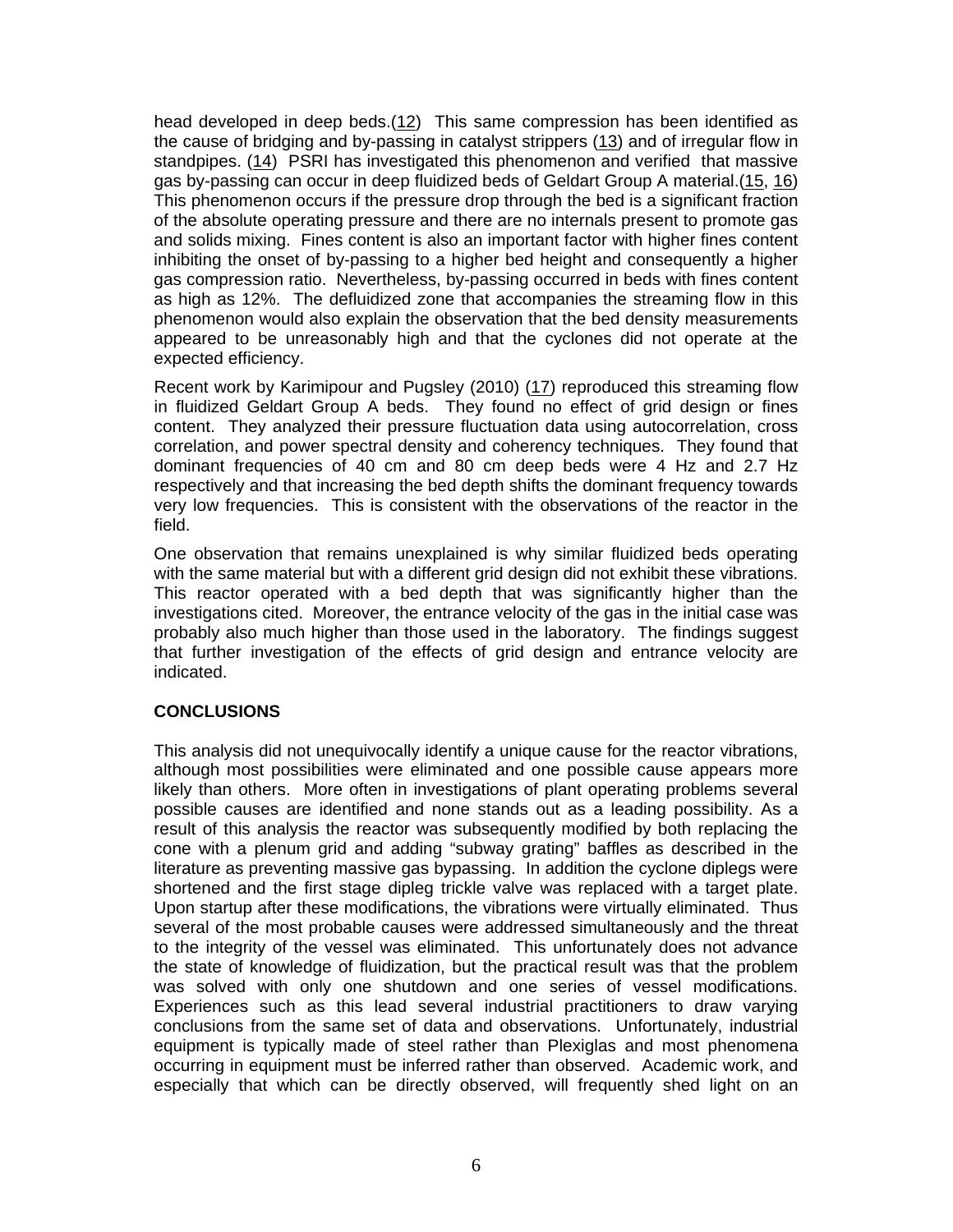head developed in deep beds.(12) This same compression has been identified as the cause of bridging and by-passing in catalyst strippers (13) and of irregular flow in standpipes. (14) PSRI has investigated this phenomenon and verified that massive gas by-passing can occur in deep fluidized beds of Geldart Group A material.(15, 16) This phenomenon occurs if the pressure drop through the bed is a significant fraction of the absolute operating pressure and there are no internals present to promote gas and solids mixing. Fines content is also an important factor with higher fines content inhibiting the onset of by-passing to a higher bed height and consequently a higher gas compression ratio. Nevertheless, by-passing occurred in beds with fines content as high as 12%. The defluidized zone that accompanies the streaming flow in this phenomenon would also explain the observation that the bed density measurements appeared to be unreasonably high and that the cyclones did not operate at the expected efficiency.

Recent work by Karimipour and Pugsley (2010) (17) reproduced this streaming flow in fluidized Geldart Group A beds. They found no effect of grid design or fines content. They analyzed their pressure fluctuation data using autocorrelation, cross correlation, and power spectral density and coherency techniques. They found that dominant frequencies of 40 cm and 80 cm deep beds were 4 Hz and 2.7 Hz respectively and that increasing the bed depth shifts the dominant frequency towards very low frequencies. This is consistent with the observations of the reactor in the field.

One observation that remains unexplained is why similar fluidized beds operating with the same material but with a different grid design did not exhibit these vibrations. This reactor operated with a bed depth that was significantly higher than the investigations cited. Moreover, the entrance velocity of the gas in the initial case was probably also much higher than those used in the laboratory. The findings suggest that further investigation of the effects of grid design and entrance velocity are indicated.

**CONCLUSIONS**

This analysis did not unequivocally identify a unique cause for the reactor vibrations, although most possibilities were eliminated and one possible cause appears more likely than others. More often in investigations of plant operating problems several possible causes are identified and none stands out as a leading possibility. As a result of this analysis the reactor was subsequently modified by both replacing the cone with a plenum grid and adding "subway grating" baffles as described in the literature as preventing massive gas bypassing. In addition the cyclone diplegs were shortened and the first stage dipleg trickle valve was replaced with a target plate. Upon startup after these modifications, the vibrations were virtually eliminated. Thus several of the most probable causes were addressed simultaneously and the threat to the integrity of the vessel was eliminated. This unfortunately does not advance the state of knowledge of fluidization, but the practical result was that the problem was solved with only one shutdown and one series of vessel modifications. Experiences such as this lead several industrial practitioners to draw varying conclusions from the same set of data and observations. Unfortunately, industrial equipment is typically made of steel rather than Plexiglas and most phenomena occurring in equipment must be inferred rather than observed. Academic work, and especially that which can be directly observed, will frequently shed light on an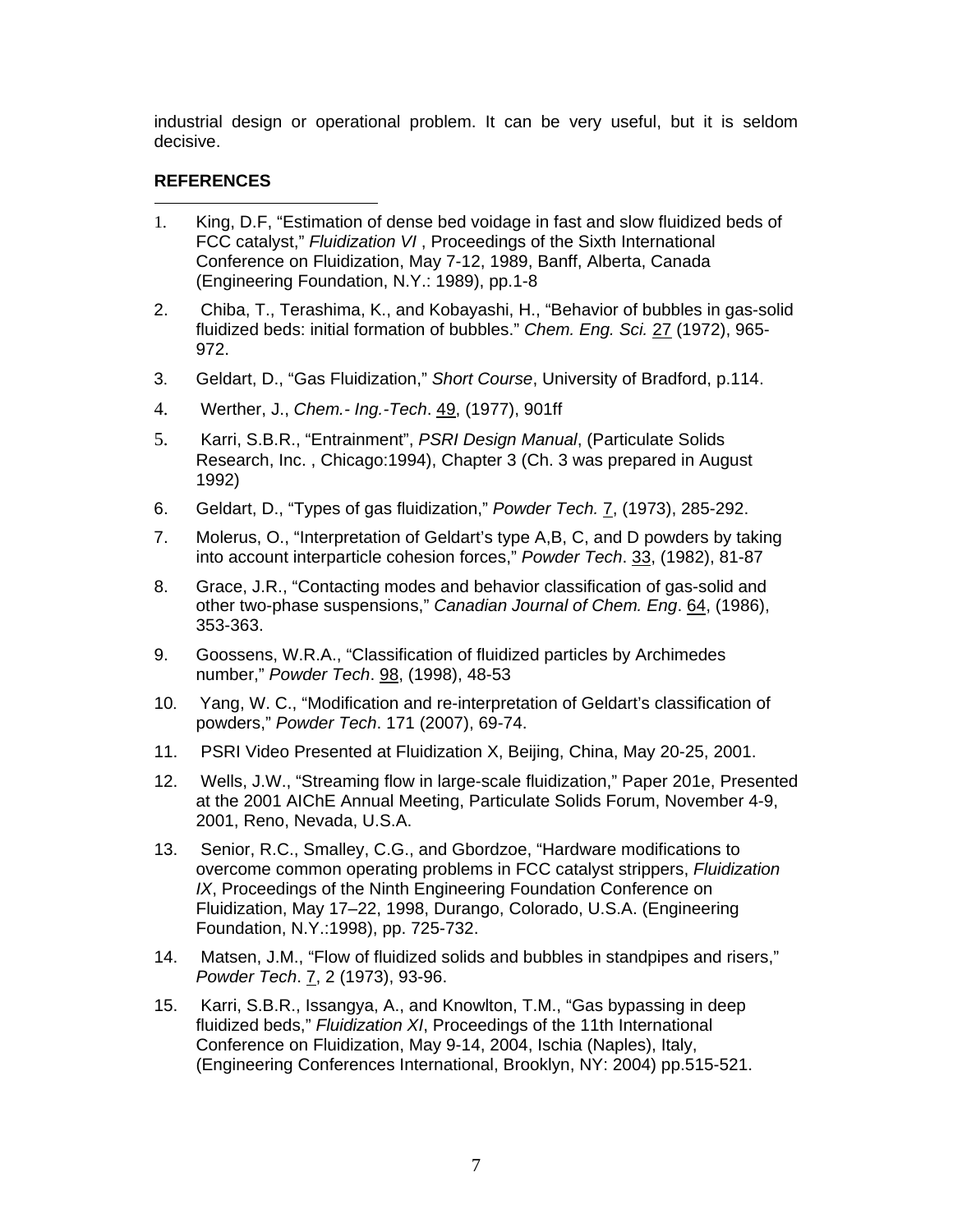industrial design or operational problem. It can be very useful, but it is seldom decisive.

## REFERENCES

1. King, D.F, "Estimation of dense bed voidage in fast and slow fluidized beds of FCC catalyst," *Fluidization VI* , Proceedings of the Sixth International Conference on Fluidization, May 7-12, 1989, Banff, Alberta, Canada (Engineering Foundation, N.Y.: 1989), pp.1-8
2. Chiba, T., Terashima, K., and Kobayashi, H., "Behavior of bubbles in gas-solid fluidized beds: initial formation of bubbles." *Chem. Eng. Sci.* 27 (1972), 965-972.
3. Geldart, D., "Gas Fluidization," *Short Course*, University of Bradford, p.114.
4. Werther, J., *Chem.- Ing.-Tech*. 49, (1977), 901ff
5. Karri, S.B.R., "Entrainment", *PSRI Design Manual*, (Particulate Solids Research, Inc. , Chicago:1994), Chapter 3 (Ch. 3 was prepared in August 1992)
6. Geldart, D., "Types of gas fluidization," *Powder Tech.* 7, (1973), 285-292.
7. Molerus, O., "Interpretation of Geldart's type A,B, C, and D powders by taking into account interparticle cohesion forces," *Powder Tech*. 33, (1982), 81-87
8. Grace, J.R., "Contacting modes and behavior classification of gas-solid and other two-phase suspensions," *Canadian Journal of Chem. Eng*. 64, (1986), 353-363.
9. Goossens, W.R.A., "Classification of fluidized particles by Archimedes number," *Powder Tech*. 98, (1998), 48-53
10. Yang, W. C., "Modification and re-interpretation of Geldart's classification of powders," *Powder Tech*. 171 (2007), 69-74.
11. PSRI Video Presented at Fluidization X, Beijing, China, May 20-25, 2001.
12. Wells, J.W., "Streaming flow in large-scale fluidization," Paper 201e, Presented at the 2001 AIChE Annual Meeting, Particulate Solids Forum, November 4-9, 2001, Reno, Nevada, U.S.A.
13. Senior, R.C., Smalley, C.G., and Gbordzoe, "Hardware modifications to overcome common operating problems in FCC catalyst strippers, *Fluidization IX*, Proceedings of the Ninth Engineering Foundation Conference on Fluidization, May 17–22, 1998, Durango, Colorado, U.S.A. (Engineering Foundation, N.Y.:1998), pp. 725-732.
14. Matsen, J.M., "Flow of fluidized solids and bubbles in standpipes and risers," *Powder Tech*. 7, 2 (1973), 93-96.
15. Karri, S.B.R., Issangya, A., and Knowlton, T.M., "Gas bypassing in deep fluidized beds," *Fluidization XI*, Proceedings of the 11th International Conference on Fluidization, May 9-14, 2004, Ischia (Naples), Italy, (Engineering Conferences International, Brooklyn, NY: 2004) pp.515-521.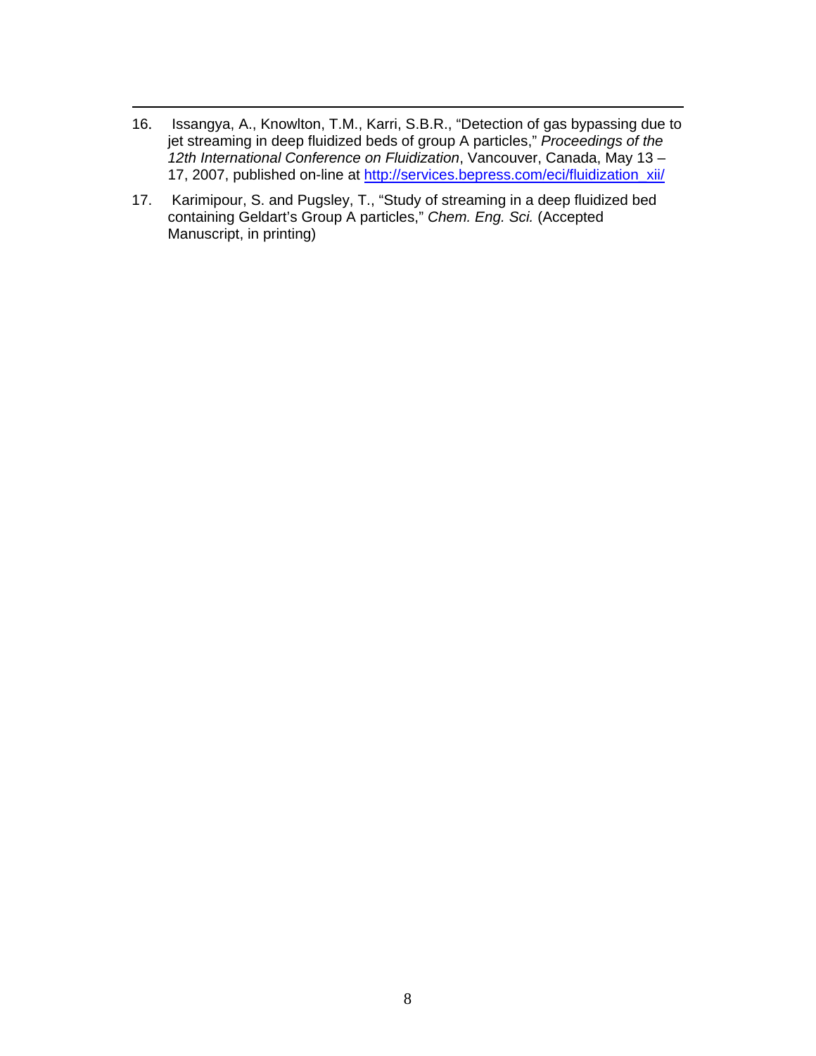16. Issangya, A., Knowlton, T.M., Karri, S.B.R., "Detection of gas bypassing due to jet streaming in deep fluidized beds of group A particles," *Proceedings of the 12th International Conference on Fluidization*, Vancouver, Canada, May 13 – 17, 2007, published on-line at [http://services.bepress.com/eci/fluidization_xii/](http://services.bepress.com/eci/fluidization_xii/)

17. Karimipour, S. and Pugsley, T., "Study of streaming in a deep fluidized bed containing Geldart's Group A particles," *Chem. Eng. Sci.* (Accepted Manuscript, in printing)